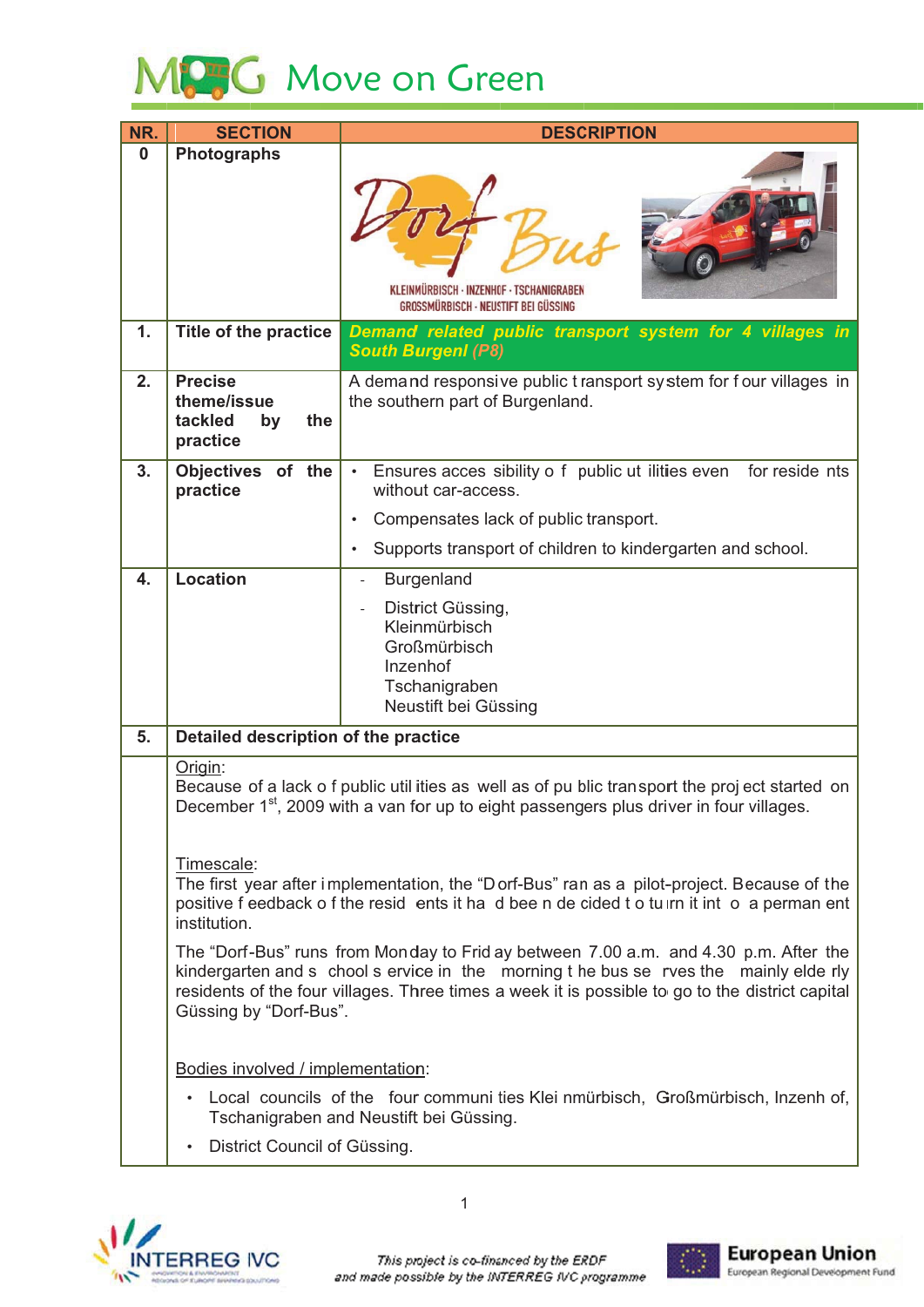# Move on Green

| NR. | SECTION | DESCRIPTION |
|---|---|---|
| 0 | Photographs | Dorf Bus<br>KLEINMÜRBISCH · INZENHOF · TSCHANIGRABEN<br>GROSSMÜRBISCH · NEUSTIFT BEI GÜSSING |
| 1. | Title of the practice | ***Demand related public transport system for 4 villages in South Burgenl (P8)*** |
| 2. | Precise theme/issue tackled by the practice | A demand responsive public transport system for four villages in the southern part of Burgenland. |
| 3. | Objectives of the practice | • Ensures accessibility of public utilities even for residents without car-access.<br>• Compensates lack of public transport.<br>• Supports transport of children to kindergarten and school. |
| 4. | Location | - Burgenland<br>- District Güssing,<br>Kleinmürbisch<br>Großmürbisch<br>Inzenhof<br>Tschanigraben<br>Neustift bei Güssing |
| 5. | **Detailed description of the practice** | |

Origin:
Because of a lack of public utilities as well as of public transport the project started on December 1st, 2009 with a van for up to eight passengers plus driver in four villages.

Timescale:
The first year after implementation, the "Dorf-Bus" ran as a pilot-project. Because of the positive feedback of the residents it had been decided to turn it into a permanent institution.

The "Dorf-Bus" runs from Monday to Friday between 7.00 a.m. and 4.30 p.m. After the kindergarten and school service in the morning the bus serves the mainly elderly residents of the four villages. Three times a week it is possible to go to the district capital Güssing by "Dorf-Bus".

Bodies involved / implementation:

- Local councils of the four communities Kleinmürbisch, Großmürbisch, Inzenhof, Tschanigraben and Neustift bei Güssing.
- District Council of Güssing.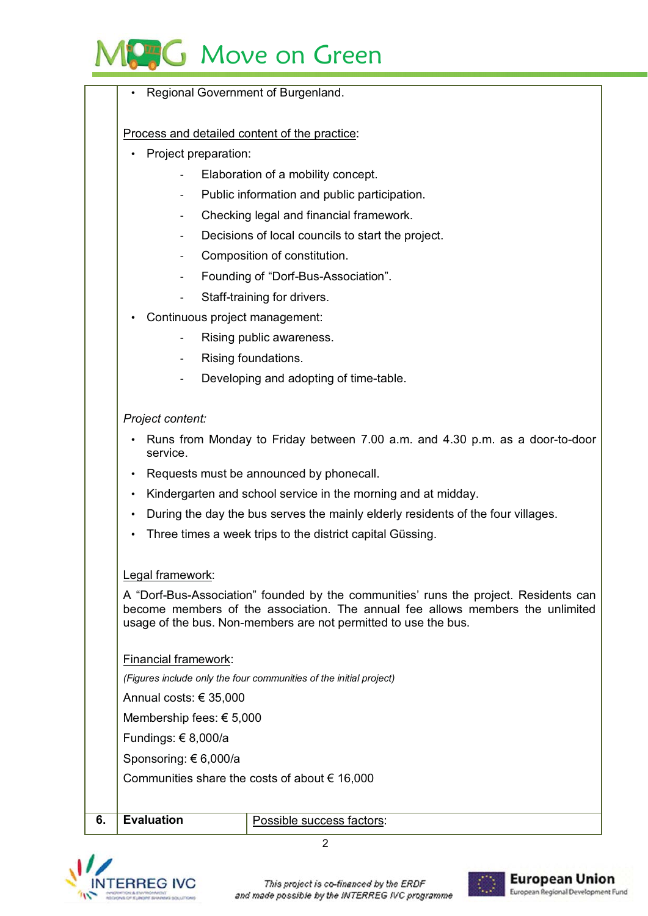- Regional Government of Burgenland.

Process and detailed content of the practice:

- Project preparation:
    - Elaboration of a mobility concept.
    - Public information and public participation.
    - Checking legal and financial framework.
    - Decisions of local councils to start the project.
    - Composition of constitution.
    - Founding of "Dorf-Bus-Association".
    - Staff-training for drivers.
- Continuous project management:
    - Rising public awareness.
    - Rising foundations.
    - Developing and adopting of time-table.

*Project content:*

- Runs from Monday to Friday between 7.00 a.m. and 4.30 p.m. as a door-to-door service.
- Requests must be announced by phonecall.
- Kindergarten and school service in the morning and at midday.
- During the day the bus serves the mainly elderly residents of the four villages.
- Three times a week trips to the district capital Güssing.

Legal framework:

A "Dorf-Bus-Association" founded by the communities' runs the project. Residents can become members of the association. The annual fee allows members the unlimited usage of the bus. Non-members are not permitted to use the bus.

Financial framework:

*(Figures include only the four communities of the initial project)*

Annual costs: € 35,000

Membership fees: € 5,000

Fundings: € 8,000/a

Sponsoring: € 6,000/a

Communities share the costs of about € 16,000

| 6. | Evaluation | Possible success factors: |
|---|---|---|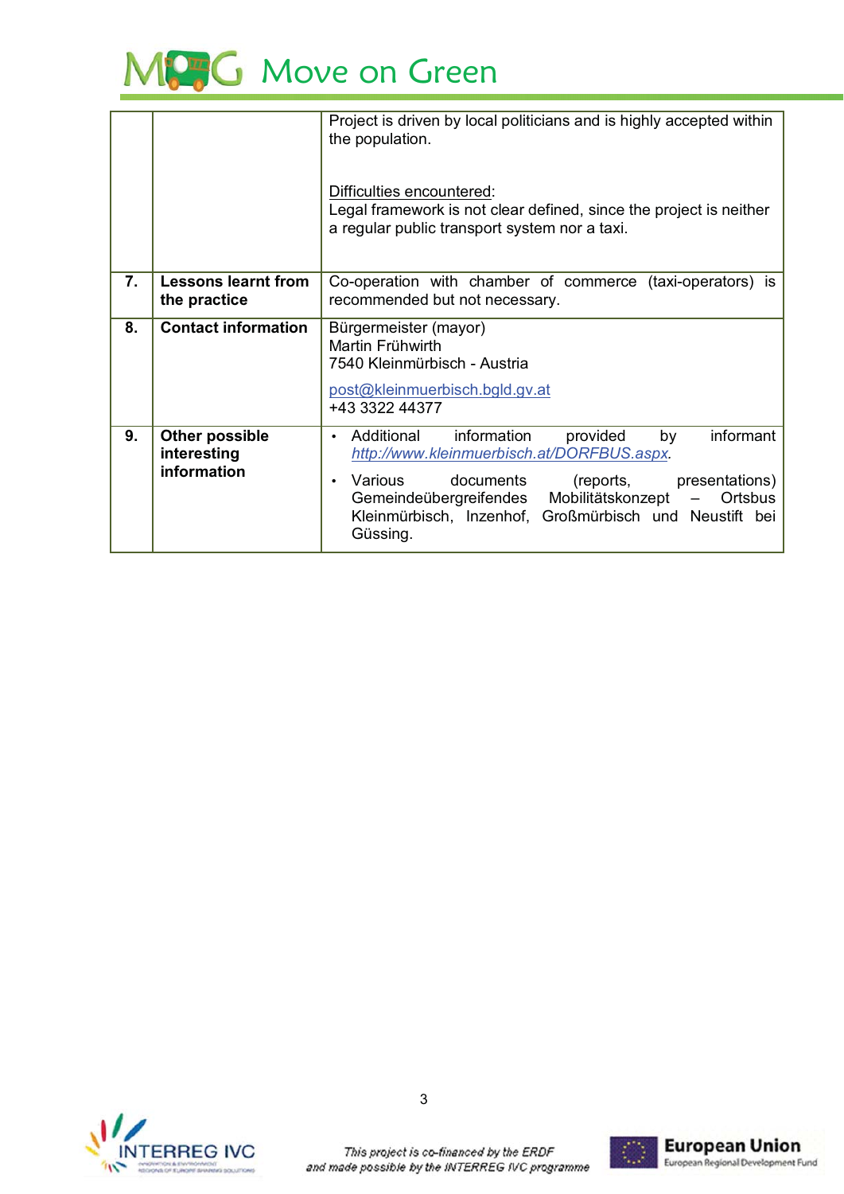| | | |
|---|---|---|
| | | Project is driven by local politicians and is highly accepted within the population.<br><br>Difficulties encountered:<br>Legal framework is not clear defined, since the project is neither a regular public transport system nor a taxi. |
| 7. | **Lessons learnt from the practice** | Co-operation with chamber of commerce (taxi-operators) is recommended but not necessary. |
| 8. | **Contact information** | Bürgermeister (mayor)<br>Martin Frühwirth<br>7540 Kleinmürbisch - Austria<br>post@kleinmuerbisch.bgld.gv.at<br>+43 3322 44377 |
| 9. | **Other possible interesting information** | • Additional information provided by informant *http://www.kleinmuerbisch.at/DORFBUS.aspx*.<br>• Various documents (reports, presentations) Gemeindeübergreifendes Mobilitätskonzept – Ortsbus Kleinmürbisch, Inzenhof, Großmürbisch und Neustift bei Güssing. |